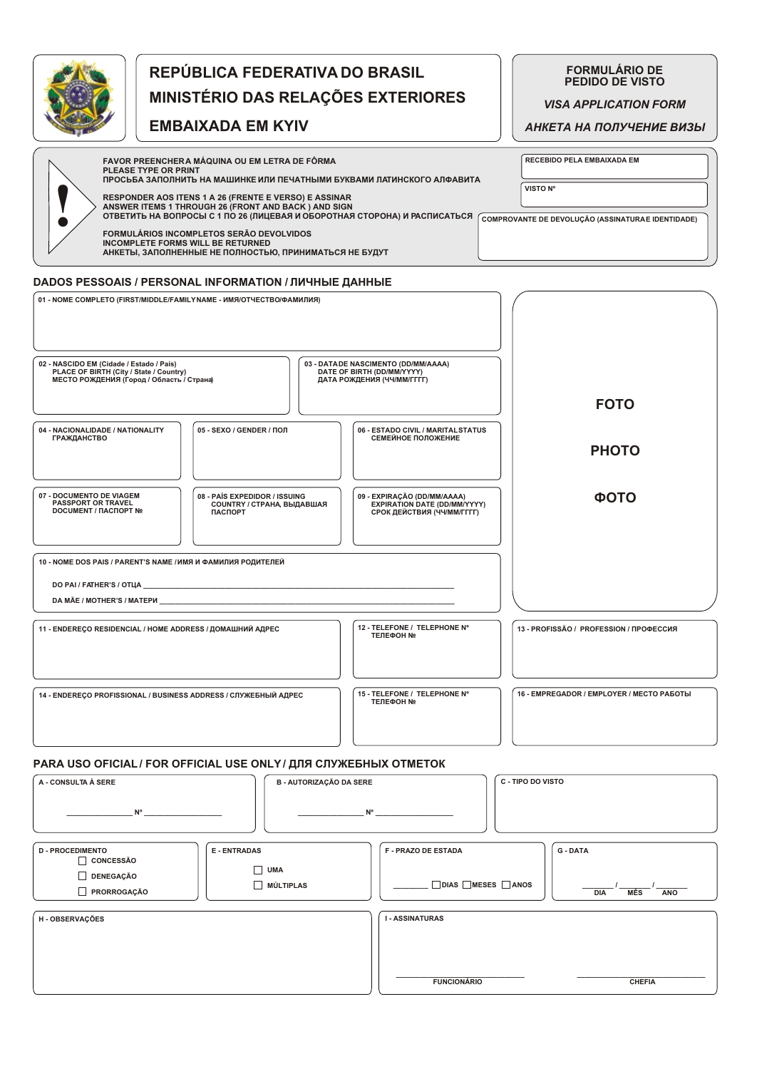# REPÚBLICA FEDERATIVA DO BRASIL
# MINISTÉRIO DAS RELAÇÕES EXTERIORES
# EMBAIXADA EM KYIV

**FORMULÁRIO DE PEDIDO DE VISTO**

*VISA APPLICATION FORM*

*АНКЕТА НА ПОЛУЧЕНИЕ ВИЗЫ*

**FAVOR PREENCHER A MÁQUINA OU EM LETRA DE FÔRMA**
**PLEASE TYPE OR PRINT**
**ПРОСЬБА ЗАПОЛНИТЬ НА МАШИНКЕ ИЛИ ПЕЧАТНЫМИ БУКВАМИ ЛАТИНСКОГО АЛФАВИТА**

**RESPONDER AOS ITENS 1 A 26 (FRENTE E VERSO) E ASSINAR**
**ANSWER ITEMS 1 THROUGH 26 (FRONT AND BACK ) AND SIGN**
**ОТВЕТИТЬ НА ВОПРОСЫ С 1 ПО 26 (ЛИЦЕВАЯ И ОБОРОТНАЯ СТОРОНА) И РАСПИСАТЬСЯ**

**FORMULÁRIOS INCOMPLETOS SERÃO DEVOLVIDOS**
**INCOMPLETE FORMS WILL BE RETURNED**
**АНКЕТЫ, ЗАПОЛНЕННЫЕ НЕ ПОЛНОСТЬЮ, ПРИНИМАТЬСЯ НЕ БУДУТ**

RECEBIDO PELA EMBAIXADA EM

VISTO Nº

COMPROVANTE DE DEVOLUÇÃO (ASSINATURA E IDENTIDADE)

## DADOS PESSOAIS / PERSONAL INFORMATION / ЛИЧНЫЕ ДАННЫЕ

FOTO / PHOTO / ФОТО

01 - NOME COMPLETO (FIRST/MIDDLE/FAMILY NAME - ИМЯ/ОТЧЕСТВО/ФАМИЛИЯ)

02 - NASCIDO EM (Cidade / Estado / País) / PLACE OF BIRTH (City / State / Country) / МЕСТО РОЖДЕНИЯ (Город / Область / Страна)

03 - DATA DE NASCIMENTO (DD/MM/AAAA) / DATE OF BIRTH (DD/MM/YYYY) / ДАТА РОЖДЕНИЯ (ЧЧ/ММ/ГГГГ)

04 - NACIONALIDADE / NATIONALITY / ГРАЖДАНСТВО

05 - SEXO / GENDER / ПОЛ

06 - ESTADO CIVIL / MARITAL STATUS / СЕМЕЙНОЕ ПОЛОЖЕНИЕ

07 - DOCUMENTO DE VIAGEM / PASSPORT OR TRAVEL DOCUMENT / ПАСПОРТ №

08 - PAÍS EXPEDIDOR / ISSUING COUNTRY / СТРАНА, ВЫДАВШАЯ ПАСПОРТ

09 - EXPIRAÇÃO (DD/MM/AAAA) / EXPIRATION DATE (DD/MM/YYYY) / СРОК ДЕЙСТВИЯ (ЧЧ/ММ/ГГГГ)

10 - NOME DOS PAIS / PARENT'S NAME / ИМЯ И ФАМИЛИЯ РОДИТЕЛЕЙ

DO PAI / FATHER'S / ОТЦА ____________________

DA MÃE / MOTHER'S / МАТЕРИ ____________________

11 - ENDEREÇO RESIDENCIAL / HOME ADDRESS / ДОМАШНИЙ АДРЕС

12 - TELEFONE / TELEPHONE Nº / ТЕЛЕФОН №

13 - PROFISSÃO / PROFESSION / ПРОФЕССИЯ

14 - ENDEREÇO PROFISSIONAL / BUSINESS ADDRESS / СЛУЖЕБНЫЙ АДРЕС

15 - TELEFONE / TELEPHONE Nº / ТЕЛЕФОН №

16 - EMPREGADOR / EMPLOYER / МЕСТО РАБОТЫ

## PARA USO OFICIAL / FOR OFFICIAL USE ONLY / ДЛЯ СЛУЖЕБНЫХ ОТМЕТОК

A - CONSULTA À SERE

________ Nº ________

B - AUTORIZAÇÃO DA SERE

________ Nº ________

C - TIPO DO VISTO

D - PROCEDIMENTO
- ☐ CONCESSÃO
- ☐ DENEGAÇÃO
- ☐ PRORROGAÇÃO

E - ENTRADAS
- ☐ UMA
- ☐ MÚLTIPLAS

F - PRAZO DE ESTADA

________ ☐ DIAS ☐ MESES ☐ ANOS

G - DATA

____ / ____ / ____
DIA MÊS ANO

H - OBSERVAÇÕES

I - ASSINATURAS

________________ FUNCIONÁRIO

________________ CHEFIA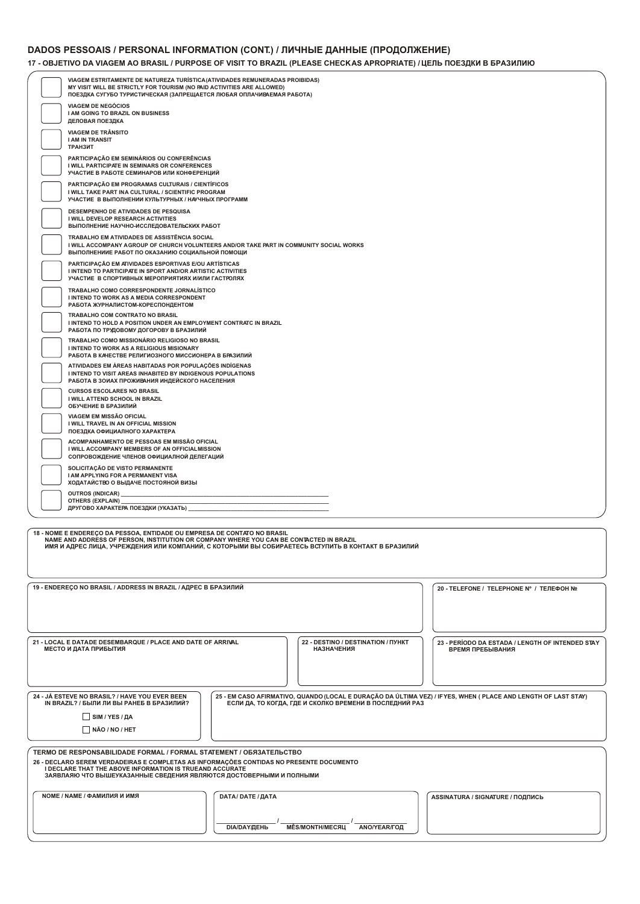## DADOS PESSOAIS / PERSONAL INFORMATION (CONT.) / ЛИЧНЫЕ ДАННЫЕ (ПРОДОЛЖЕНИЕ)

**17 - OBJETIVO DA VIAGEM AO BRASIL / PURPOSE OF VISIT TO BRAZIL (PLEASE CHECK AS APROPRIATE) / ЦЕЛЬ ПОЕЗДКИ В БРАЗИЛИЮ**

- ☐ VIAGEM ESTRITAMENTE DE NATUREZA TURÍSTICA (ATIVIDADES REMUNERADAS PROIBIDAS)
  MY VISIT WILL BE STRICTLY FOR TOURISM (NO PAID ACTIVITIES ARE ALLOWED)
  ПОЕЗДКА СУГУБО ТУРИСТИЧЕСКАЯ (ЗАПРЕЩАЕТСЯ ЛЮБАЯ ОПЛАЧИВАЕМАЯ РАБОТА)
- ☐ VIAGEM DE NEGÓCIOS
  I AM GOING TO BRAZIL ON BUSINESS
  ДЕЛОВАЯ ПОЕЗДКА
- ☐ VIAGEM DE TRÂNSITO
  I AM IN TRANSIT
  ТРАНЗИТ
- ☐ PARTICIPAÇÃO EM SEMINÁRIOS OU CONFERÊNCIAS
  I WILL PARTICIPATE IN SEMINARS OR CONFERENCES
  УЧАСТИЕ В РАБОТЕ СЕМИНАРОВ ИЛИ КОНФЕРЕНЦИЙ
- ☐ PARTICIPAÇÃO EM PROGRAMAS CULTURAIS / CIENTÍFICOS
  I WILL TAKE PART INA CULTURAL / SCIENTIFIC PROGRAM
  УЧАСТИЕ В ВЫПОЛНЕНИИ КУЛЬТУРНЫХ / НАУЧНЫХ ПРОГРАММ
- ☐ DESEMPENHO DE ATIVIDADES DE PESQUISA
  I WILL DEVELOP RESEARCH ACTIVITIES
  ВЫПОЛНЕНИЕ НАУЧНО-ИССЛЕДОВАТЕЛЬСКИХ РАБОТ
- ☐ TRABALHO EM ATIVIDADES DE ASSISTÊNCIA SOCIAL
  I WILL ACCOMPANY AGROUP OF CHURCH VOLUNTEERS AND/OR TAKE PART IN COMMUNITY SOCIAL WORKS
  ВЫПОЛНЕНИИЕ РАБОТ ПО ОКАЗАНИЮ СОЦИАЛЬНОЙ ПОМОЩИ
- ☐ PARTICIPAÇÃO EM ATIVIDADES ESPORTIVAS E/OU ARTÍSTICAS
  I INTEND TO PARTICIPATE IN SPORT AND/OR ARTISTIC ACTIVITIES
  УЧАСТИЕ В СПОРТИВНЫХ МЕРОПРИЯТИЯХ И/ИЛИ ГАСТРОЛЯХ
- ☐ TRABALHO COMO CORRESPONDENTE JORNALÍSTICO
  I INTEND TO WORK AS A MEDIA CORRESPONDENT
  РАБОТА ЖУРНАЛИСТОМ-КОРЕСПОНДЕНТОМ
- ☐ TRABALHO COM CONTRATO NO BRASIL
  I INTEND TO HOLD A POSITION UNDER AN EMPLOYMENT CONTRATC IN BRAZIL
  РАБОТА ПО ТРУДОВОМУ ДОГОВОРУ В БРАЗИЛИЙ
- ☐ TRABALHO COMO MISSIONÁRIO RELIGIOSO NO BRASIL
  I INTEND TO WORK AS A RELIGIOUS MISIONARY
  РАБОТА В КАЧЕСТВЕ РЕЛИГИОЗНОГО МИССИОНЕРА В БРАЗИЛИЙ
- ☐ ATIVIDADES EM ÁREAS HABITADAS POR POPULAÇÕES INDÍGENAS
  I INTEND TO VISIT AREAS INHABITED BY INDIGENOUS POPULATIONS
  РАБОТА В ЗОИАХ ПРОЖИВАНИЯ ИНДЕЙСКОГО НАСЕЛЕНИЯ
- ☐ CURSOS ESCOLARES NO BRASIL
  I WILL ATTEND SCHOOL IN BRAZIL
  ОБУЧЕНИЕ В БРАЗИЛИЙ
- ☐ VIAGEM EM MISSÃO OFICIAL
  I WILL TRAVEL IN AN OFFICIAL MISSION
  ПОЕЗДКА ОФИЦИАЛНОГО ХАРАКТЕРА
- ☐ ACOMPANHAMENTO DE PESSOAS EM MISSÃO OFICIAL
  I WILL ACCOMPANY MEMBERS OF AN OFFICIALMISSION
  СОПРОВОЖДЕНИЕ ЧЛЕНОВ ОФИЦИАЛНОЙ ДЕЛЕГАЦИЙ
- ☐ SOLICITAÇÃO DE VISTO PERMANENTE
  I AM APPLYING FOR A PERMANENT VISA
  ХОДАТАЙСТВО О ВЫДАЧЕ ПОСТОЯНОЙ ВИЗЫ
- ☐ OUTROS (INDICAR) ____________________
  OTHERS (EXPLAIN) ____________________
  ДРУГОВО ХАРАКТЕРА ПОЕЗДКИ (УКАЗАТЬ) ____________________

**18 - NOME E ENDEREÇO DA PESSOA, ENTIDADE OU EMPRESA DE CONTATO NO BRASIL**
NAME AND ADDRESS OF PERSON, INSTITUTION OR COMPANY WHERE YOU CAN BE CONTACTED IN BRAZIL
ИМЯ И АДРЕС ЛИЦА, УЧРЕЖДЕНИЯ ИЛИ КОМПАНИЙ, С КОТОРЫМИ ВЫ СОБИРАЕТЕСЬ ВСТУПИТЬ В КОНТАКТ В БРАЗИЛИЙ

**19 - ENDEREÇO NO BRASIL / ADDRESS IN BRAZIL / АДРЕС В БРАЗИЛИЙ**

**20 - TELEFONE / TELEPHONE N° / ТЕЛЕФОН №**

**21 - LOCAL E DATADE DESEMBARQUE / PLACE AND DATE OF ARRIVAL**
МЕСТО И ДАТА ПРИБЫТИЯ

**22 - DESTINO / DESTINATION / ПУНКТ НАЗНАЧЕНИЯ**

**23 - PERÍODO DA ESTADA / LENGTH OF INTENDED STAY**
ВРЕМЯ ПРЕБЫВАНИЯ

**24 - JÁ ESTEVE NO BRASIL? / HAVE YOU EVER BEEN IN BRAZIL? / БЫЛИ ЛИ ВЫ РАНЕБ В БРАЗИЛИЙ?**

- ☐ SIM / YES / ДА
- ☐ NÃO / NO / НЕТ

**25 - EM CASO AFIRMATIVO, QUANDO (LOCAL E DURAÇÃO DA ÚLTIMA VEZ) / IF YES, WHEN ( PLACE AND LENGTH OF LAST STAY)**
ЕСЛИ ДА, ТО КОГДА, ГДЕ И СКОЛКО ВРЕМЕНИ В ПОСЛЕДНИЙ РАЗ

**TERMO DE RESPONSABILIDADE FORMAL / FORMAL STATEMENT / ОБЯЗАТЕЛЬСТВО**

**26 - DECLARO SEREM VERDADEIRAS E COMPLETAS AS INFORMAÇÕES CONTIDAS NO PRESENTE DOCUMENTO**
I DECLARE THAT THE ABOVE INFORMATION IS TRUEAND ACCURATE
ЗАЯВЛАЯЮ ЧТО ВЫШЕУКАЗАННЫЕ СВЕДЕНИЯ ЯВЛЯЮТСЯ ДОСТОВЕРНЫМИ И ПОЛНЫМИ

| NOME / NAME / ФАМИЛИЯ И ИМЯ | DATA/ DATE / ДАТА | ASSINATURA / SIGNATURE / ПОДПИСЬ |
|---|---|---|
| | ______ / ______ / ______<br>DIA/DAY/ДЕНЬ MÊS/MONTH/МЕСЯЦ ANO/YEAR/ГОД | |